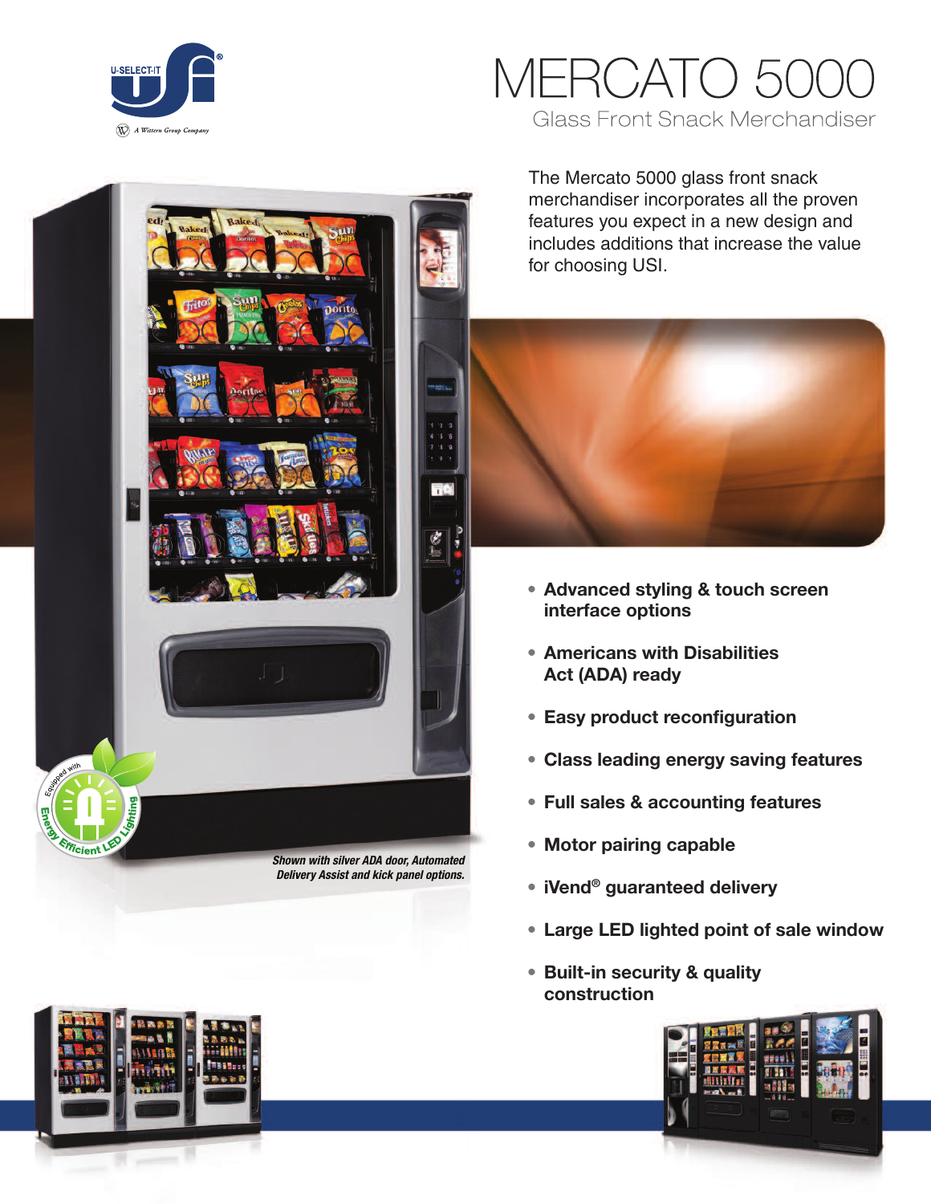# MERCATO 5000

## Glass Front Snack Merchandiser

The Mercato 5000 glass front snack merchandiser incorporates all the proven features you expect in a new design and includes additions that increase the value for choosing USI.

- **Advanced styling & touch screen interface options**
- **Americans with Disabilities Act (ADA) ready**
- **Easy product reconfiguration**
- **Class leading energy saving features**
- **Full sales & accounting features**
- **Motor pairing capable**
- **iVend® guaranteed delivery**
- **Large LED lighted point of sale window**
- **Built-in security & quality construction**

*Shown with silver ADA door, Automated Delivery Assist and kick panel options.*

Equipped with Energy Efficient LED Lighting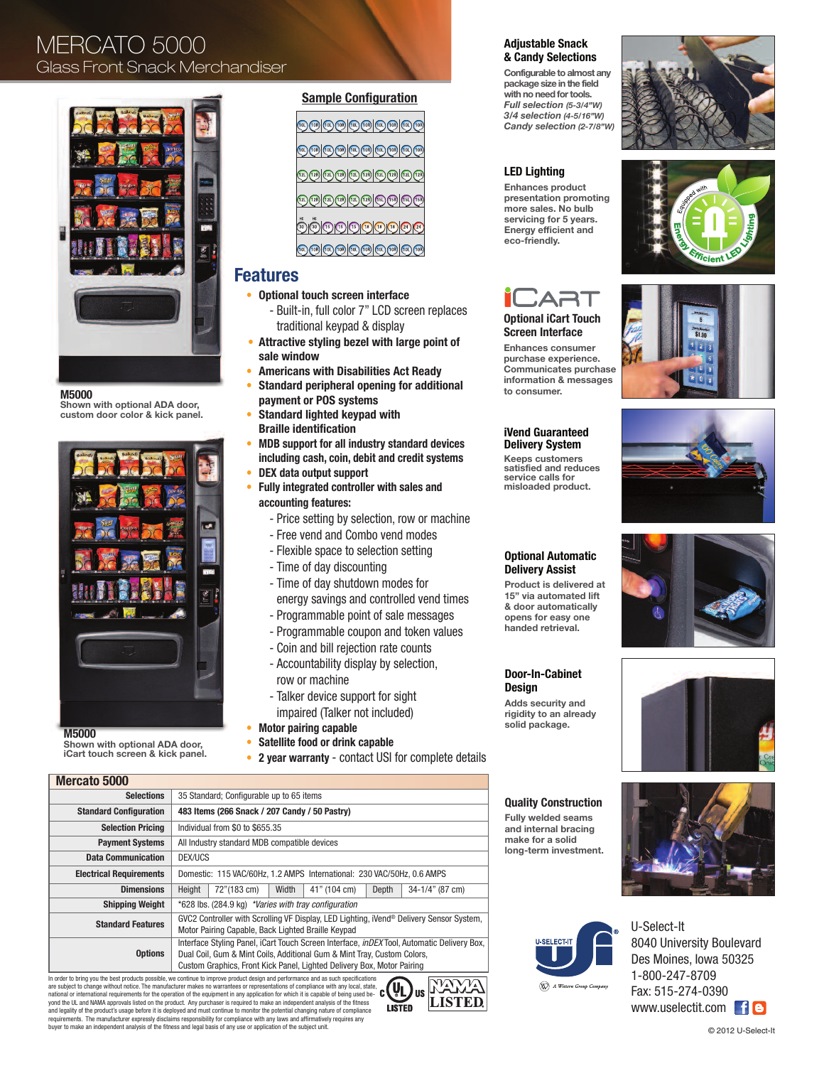# MERCATO 5000

## Glass Front Snack Merchandiser

**M5000**
Shown with optional ADA door, custom door color & kick panel.

**M5000**
Shown with optional ADA door, iCart touch screen & kick panel.

### Sample Configuration

### Features

- **Optional touch screen interface**
  - Built-in, full color 7" LCD screen replaces traditional keypad & display
- **Attractive styling bezel with large point of sale window**
- **Americans with Disabilities Act Ready**
- **Standard peripheral opening for additional payment or POS systems**
- **Standard lighted keypad with Braille identification**
- **MDB support for all industry standard devices including cash, coin, debit and credit systems**
- **DEX data output support**
- **Fully integrated controller with sales and accounting features:**
  - Price setting by selection, row or machine
  - Free vend and Combo vend modes
  - Flexible space to selection setting
  - Time of day discounting
  - Time of day shutdown modes for energy savings and controlled vend times
  - Programmable point of sale messages
  - Programmable coupon and token values
  - Coin and bill rejection rate counts
  - Accountability display by selection, row or machine
  - Talker device support for sight impaired (Talker not included)
- **Motor pairing capable**
- **Satellite food or drink capable**
- **2 year warranty** - contact USI for complete details

### Adjustable Snack & Candy Selections

Configurable to almost any package size in the field with no need for tools.
*Full selection (5-3/4"W)*
*3/4 selection (4-5/16"W)*
*Candy selection (2-7/8"W)*

### LED Lighting

Enhances product presentation promoting more sales. No bulb servicing for 5 years. Energy efficient and eco-friendly.

Equipped with Energy Efficient LED Lighting

### iCART

### Optional iCart Touch Screen Interface

Enhances consumer purchase experience. Communicates purchase information & messages to consumer.

### iVend Guaranteed Delivery System

Keeps customers satisfied and reduces service calls for misloaded product.

### Optional Automatic Delivery Assist

Product is delivered at 15" via automated lift & door automatically opens for easy one handed retrieval.

### Door-In-Cabinet Design

Adds security and rigidity to an already solid package.

### Quality Construction

Fully welded seams and internal bracing make for a solid long-term investment.

| Mercato 5000 | | | | | | |
|---|---|---|---|---|---|---|
| **Selections** | 35 Standard; Configurable up to 65 items | | | | | |
| **Standard Configuration** | 483 Items (266 Snack / 207 Candy / 50 Pastry) | | | | | |
| **Selection Pricing** | Individual from $0 to $655.35 | | | | | |
| **Payment Systems** | All Industry standard MDB compatible devices | | | | | |
| **Data Communication** | DEX/UCS | | | | | |
| **Electrical Requirements** | Domestic: 115 VAC/60Hz, 1.2 AMPS International: 230 VAC/50Hz, 0.6 AMPS | | | | | |
| **Dimensions** | Height | 72"(183 cm) | Width | 41" (104 cm) | Depth | 34-1/4" (87 cm) |
| **Shipping Weight** | *628 lbs. (284.9 kg) *Varies with tray configuration* | | | | | |
| **Standard Features** | GVC2 Controller with Scrolling VF Display, LED Lighting, iVend® Delivery Sensor System, Motor Pairing Capable, Back Lighted Braille Keypad | | | | | |
| **Options** | Interface Styling Panel, iCart Touch Screen Interface, *inDEX* Tool, Automatic Delivery Box, Dual Coil, Gum & Mint Coils, Additional Gum & Mint Tray, Custom Colors, Custom Graphics, Front Kick Panel, Lighted Delivery Box, Motor Pairing | | | | | |

In order to bring you the best products possible, we continue to improve product design and performance and as such specifications are subject to change without notice. The manufacturer makes no warranties or representations of compliance with any local, state, national or international requirements for the operation of the equipment in any application for which it is capable of being used beyond the UL and NAMA approvals listed on the product. Any purchaser is required to make an independent analysis of the fitness and legality of the product's usage before it is deployed and must continue to monitor the potential changing nature of compliance requirements. The manufacturer expressly disclaims responsibility for compliance with any laws and affirmatively requires any buyer to make an independent analysis of the fitness and legal basis of any use or application of the subject unit.

c UL US LISTED — NAMA LISTED

U-SELECT-IT — A Wittern Group Company

U-Select-It
8040 University Boulevard
Des Moines, Iowa 50325
1-800-247-8709
Fax: 515-274-0390
www.uselectit.com

© 2012 U-Select-It